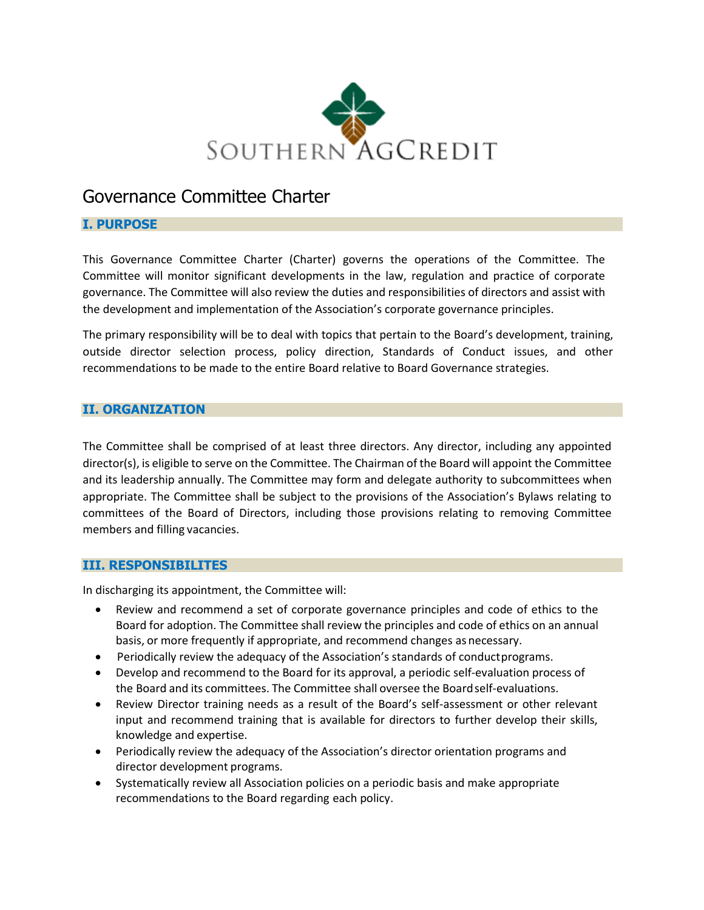SOUTHERN AGCREDIT

# Governance Committee Charter

## I. PURPOSE

This Governance Committee Charter (Charter) governs the operations of the Committee. The Committee will monitor significant developments in the law, regulation and practice of corporate governance. The Committee will also review the duties and responsibilities of directors and assist with the development and implementation of the Association's corporate governance principles.

The primary responsibility will be to deal with topics that pertain to the Board's development, training, outside director selection process, policy direction, Standards of Conduct issues, and other recommendations to be made to the entire Board relative to Board Governance strategies.

## II. ORGANIZATION

The Committee shall be comprised of at least three directors. Any director, including any appointed director(s), is eligible to serve on the Committee. The Chairman of the Board will appoint the Committee and its leadership annually. The Committee may form and delegate authority to subcommittees when appropriate. The Committee shall be subject to the provisions of the Association's Bylaws relating to committees of the Board of Directors, including those provisions relating to removing Committee members and filling vacancies.

## III. RESPONSIBILITES

In discharging its appointment, the Committee will:

- Review and recommend a set of corporate governance principles and code of ethics to the Board for adoption. The Committee shall review the principles and code of ethics on an annual basis, or more frequently if appropriate, and recommend changes as necessary.
- Periodically review the adequacy of the Association's standards of conduct programs.
- Develop and recommend to the Board for its approval, a periodic self-evaluation process of the Board and its committees. The Committee shall oversee the Board self-evaluations.
- Review Director training needs as a result of the Board's self-assessment or other relevant input and recommend training that is available for directors to further develop their skills, knowledge and expertise.
- Periodically review the adequacy of the Association's director orientation programs and director development programs.
- Systematically review all Association policies on a periodic basis and make appropriate recommendations to the Board regarding each policy.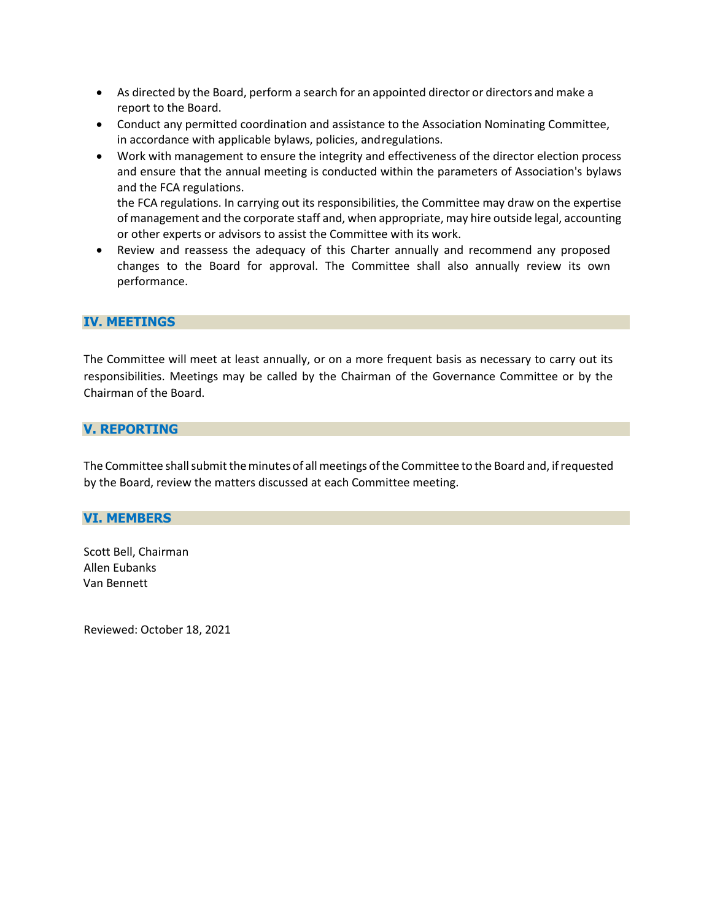- As directed by the Board, perform a search for an appointed director or directors and make a report to the Board.
- Conduct any permitted coordination and assistance to the Association Nominating Committee, in accordance with applicable bylaws, policies, andregulations.
- Work with management to ensure the integrity and effectiveness of the director election process and ensure that the annual meeting is conducted within the parameters of Association's bylaws and the FCA regulations.
  the FCA regulations. In carrying out its responsibilities, the Committee may draw on the expertise of management and the corporate staff and, when appropriate, may hire outside legal, accounting or other experts or advisors to assist the Committee with its work.
- Review and reassess the adequacy of this Charter annually and recommend any proposed changes to the Board for approval. The Committee shall also annually review its own performance.

## IV. MEETINGS

The Committee will meet at least annually, or on a more frequent basis as necessary to carry out its responsibilities. Meetings may be called by the Chairman of the Governance Committee or by the Chairman of the Board.

## V. REPORTING

The Committee shall submit the minutes of all meetings of the Committee to the Board and, if requested by the Board, review the matters discussed at each Committee meeting.

## VI. MEMBERS

Scott Bell, Chairman
Allen Eubanks
Van Bennett

Reviewed: October 18, 2021